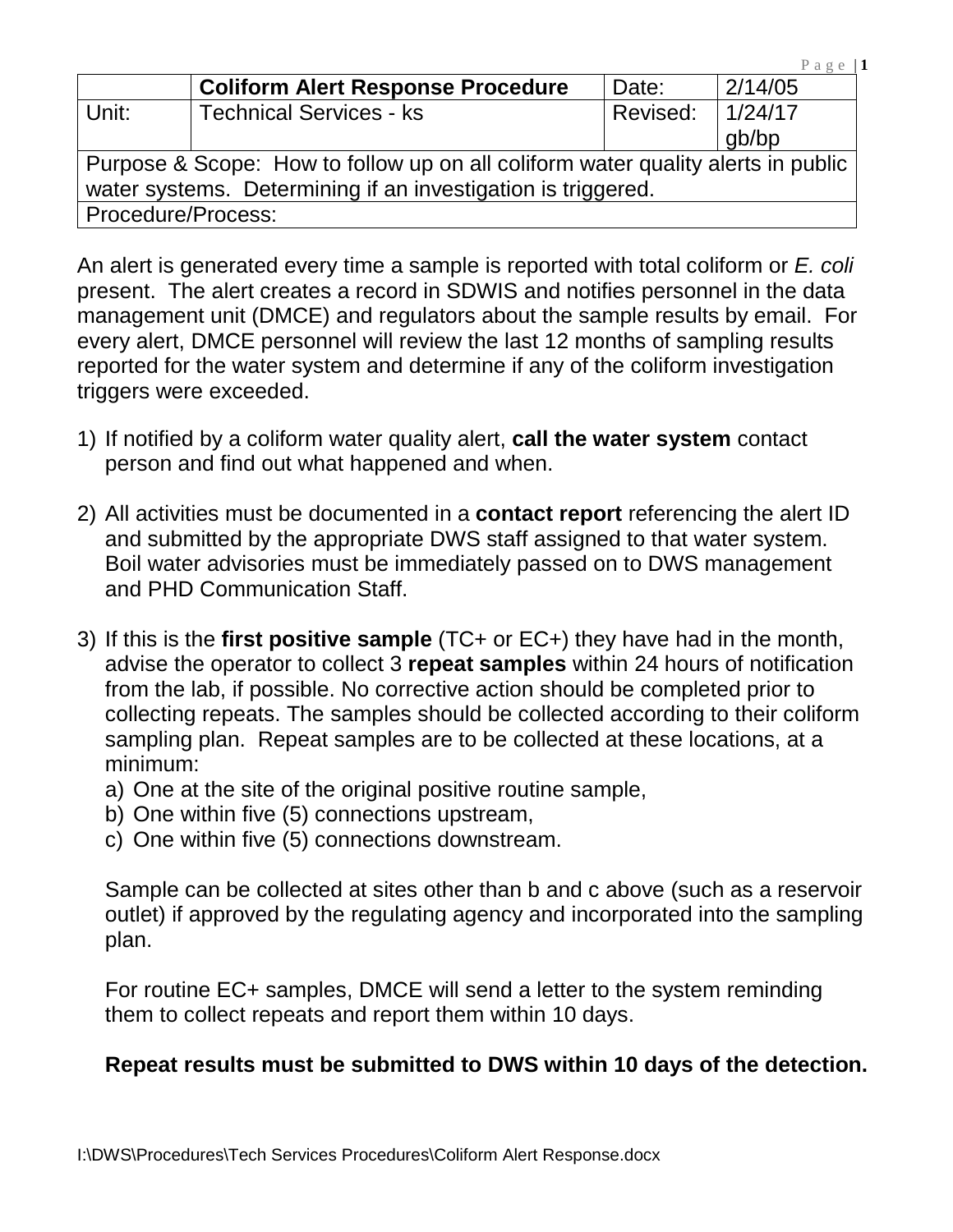|  | **Coliform Alert Response Procedure** | Date: | 2/14/05 |
|---|---|---|---|
| Unit: | Technical Services - ks | Revised: | 1/24/17 gb/bp |
| Purpose & Scope: How to follow up on all coliform water quality alerts in public water systems. Determining if an investigation is triggered. | | | |
| Procedure/Process: | | | |

An alert is generated every time a sample is reported with total coliform or *E. coli* present. The alert creates a record in SDWIS and notifies personnel in the data management unit (DMCE) and regulators about the sample results by email. For every alert, DMCE personnel will review the last 12 months of sampling results reported for the water system and determine if any of the coliform investigation triggers were exceeded.

1) If notified by a coliform water quality alert, **call the water system** contact person and find out what happened and when.

2) All activities must be documented in a **contact report** referencing the alert ID and submitted by the appropriate DWS staff assigned to that water system. Boil water advisories must be immediately passed on to DWS management and PHD Communication Staff.

3) If this is the **first positive sample** (TC+ or EC+) they have had in the month, advise the operator to collect 3 **repeat samples** within 24 hours of notification from the lab, if possible. No corrective action should be completed prior to collecting repeats. The samples should be collected according to their coliform sampling plan. Repeat samples are to be collected at these locations, at a minimum:
   a) One at the site of the original positive routine sample,
   b) One within five (5) connections upstream,
   c) One within five (5) connections downstream.

   Sample can be collected at sites other than b and c above (such as a reservoir outlet) if approved by the regulating agency and incorporated into the sampling plan.

   For routine EC+ samples, DMCE will send a letter to the system reminding them to collect repeats and report them within 10 days.

   **Repeat results must be submitted to DWS within 10 days of the detection.**

I:\DWS\Procedures\Tech Services Procedures\Coliform Alert Response.docx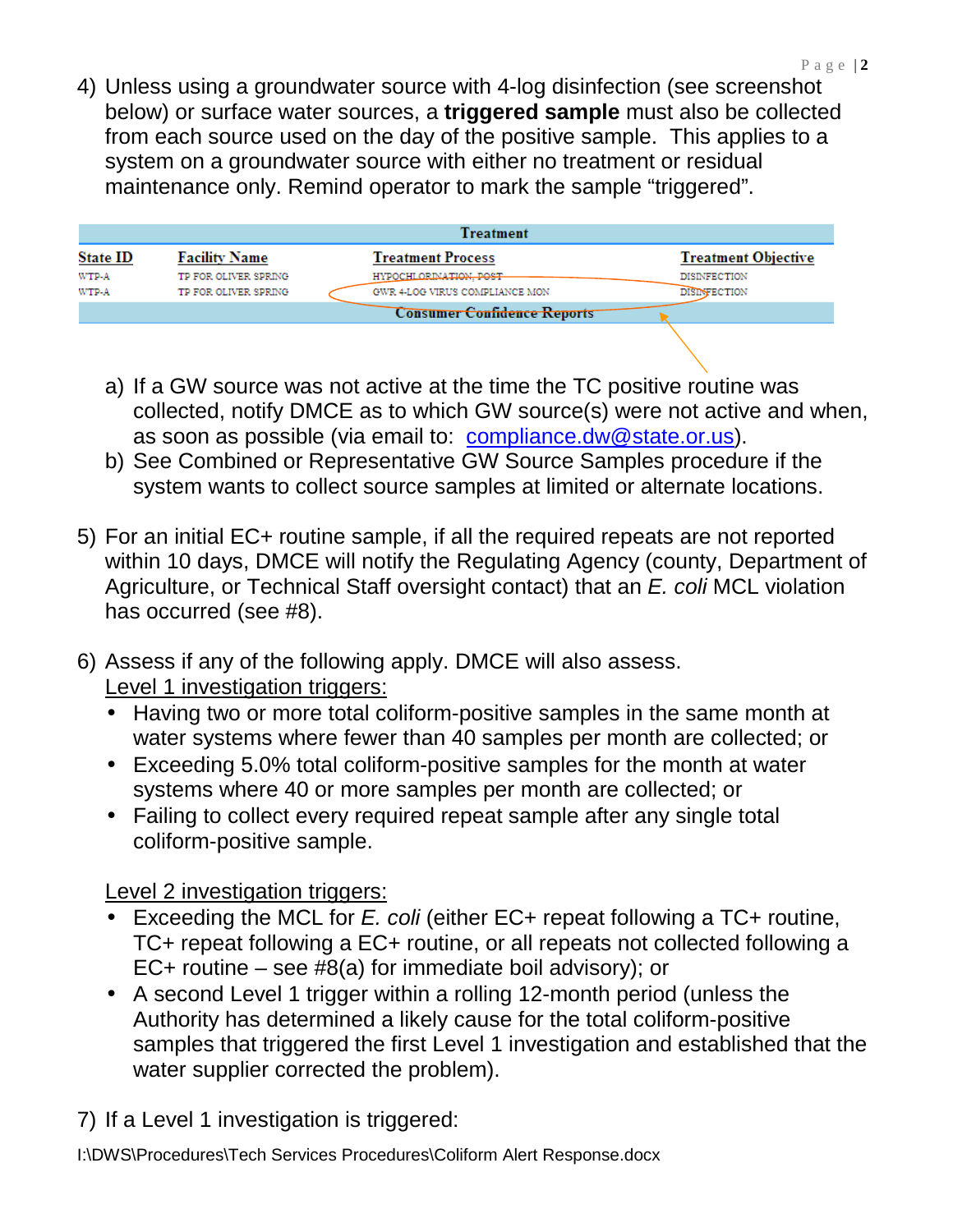4) Unless using a groundwater source with 4-log disinfection (see screenshot below) or surface water sources, a **triggered sample** must also be collected from each source used on the day of the positive sample. This applies to a system on a groundwater source with either no treatment or residual maintenance only. Remind operator to mark the sample "triggered".

| Treatment | | | |
|---|---|---|---|
| **State ID** | **Facility Name** | **Treatment Process** | **Treatment Objective** |
| WTP-A | TP FOR OLIVER SPRING | HYPOCHLORINATION, POST | DISINFECTION |
| WTP-A | TP FOR OLIVER SPRING | GWR 4-LOG VIRUS COMPLIANCE MON | DISINFECTION |

Consumer Confidence Reports

   a) If a GW source was not active at the time the TC positive routine was collected, notify DMCE as to which GW source(s) were not active and when, as soon as possible (via email to: compliance.dw@state.or.us).
   b) See Combined or Representative GW Source Samples procedure if the system wants to collect source samples at limited or alternate locations.

5) For an initial EC+ routine sample, if all the required repeats are not reported within 10 days, DMCE will notify the Regulating Agency (county, Department of Agriculture, or Technical Staff oversight contact) that an *E. coli* MCL violation has occurred (see #8).

6) Assess if any of the following apply. DMCE will also assess.
   Level 1 investigation triggers:
   - Having two or more total coliform-positive samples in the same month at water systems where fewer than 40 samples per month are collected; or
   - Exceeding 5.0% total coliform-positive samples for the month at water systems where 40 or more samples per month are collected; or
   - Failing to collect every required repeat sample after any single total coliform-positive sample.

   Level 2 investigation triggers:
   - Exceeding the MCL for *E. coli* (either EC+ repeat following a TC+ routine, TC+ repeat following a EC+ routine, or all repeats not collected following a EC+ routine – see #8(a) for immediate boil advisory); or
   - A second Level 1 trigger within a rolling 12-month period (unless the Authority has determined a likely cause for the total coliform-positive samples that triggered the first Level 1 investigation and established that the water supplier corrected the problem).

7) If a Level 1 investigation is triggered:

I:\DWS\Procedures\Tech Services Procedures\Coliform Alert Response.docx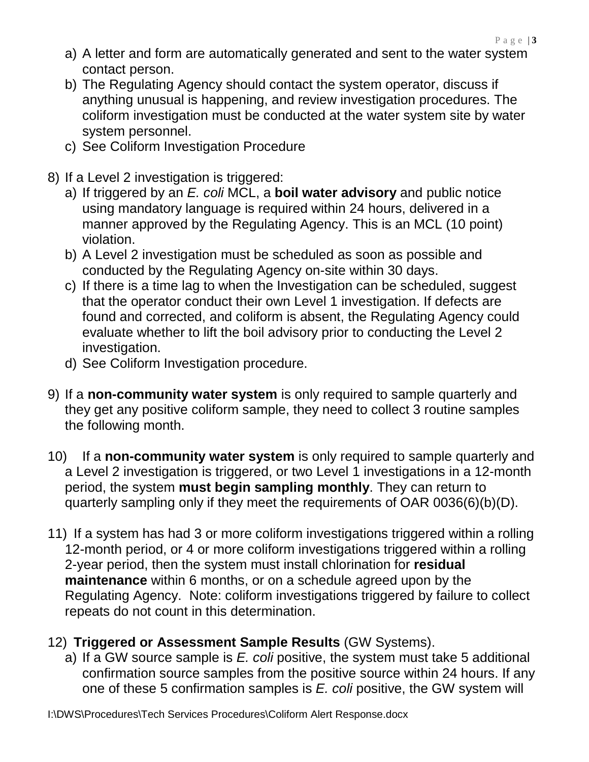a) A letter and form are automatically generated and sent to the water system contact person.
b) The Regulating Agency should contact the system operator, discuss if anything unusual is happening, and review investigation procedures. The coliform investigation must be conducted at the water system site by water system personnel.
c) See Coliform Investigation Procedure

8) If a Level 2 investigation is triggered:
   a) If triggered by an *E. coli* MCL, a **boil water advisory** and public notice using mandatory language is required within 24 hours, delivered in a manner approved by the Regulating Agency. This is an MCL (10 point) violation.
   b) A Level 2 investigation must be scheduled as soon as possible and conducted by the Regulating Agency on-site within 30 days.
   c) If there is a time lag to when the Investigation can be scheduled, suggest that the operator conduct their own Level 1 investigation. If defects are found and corrected, and coliform is absent, the Regulating Agency could evaluate whether to lift the boil advisory prior to conducting the Level 2 investigation.
   d) See Coliform Investigation procedure.

9) If a **non-community water system** is only required to sample quarterly and they get any positive coliform sample, they need to collect 3 routine samples the following month.

10) If a **non-community water system** is only required to sample quarterly and a Level 2 investigation is triggered, or two Level 1 investigations in a 12-month period, the system **must begin sampling monthly**. They can return to quarterly sampling only if they meet the requirements of OAR 0036(6)(b)(D).

11) If a system has had 3 or more coliform investigations triggered within a rolling 12-month period, or 4 or more coliform investigations triggered within a rolling 2-year period, then the system must install chlorination for **residual maintenance** within 6 months, or on a schedule agreed upon by the Regulating Agency. Note: coliform investigations triggered by failure to collect repeats do not count in this determination.

12) **Triggered or Assessment Sample Results** (GW Systems).
    a) If a GW source sample is *E. coli* positive, the system must take 5 additional confirmation source samples from the positive source within 24 hours. If any one of these 5 confirmation samples is *E. coli* positive, the GW system will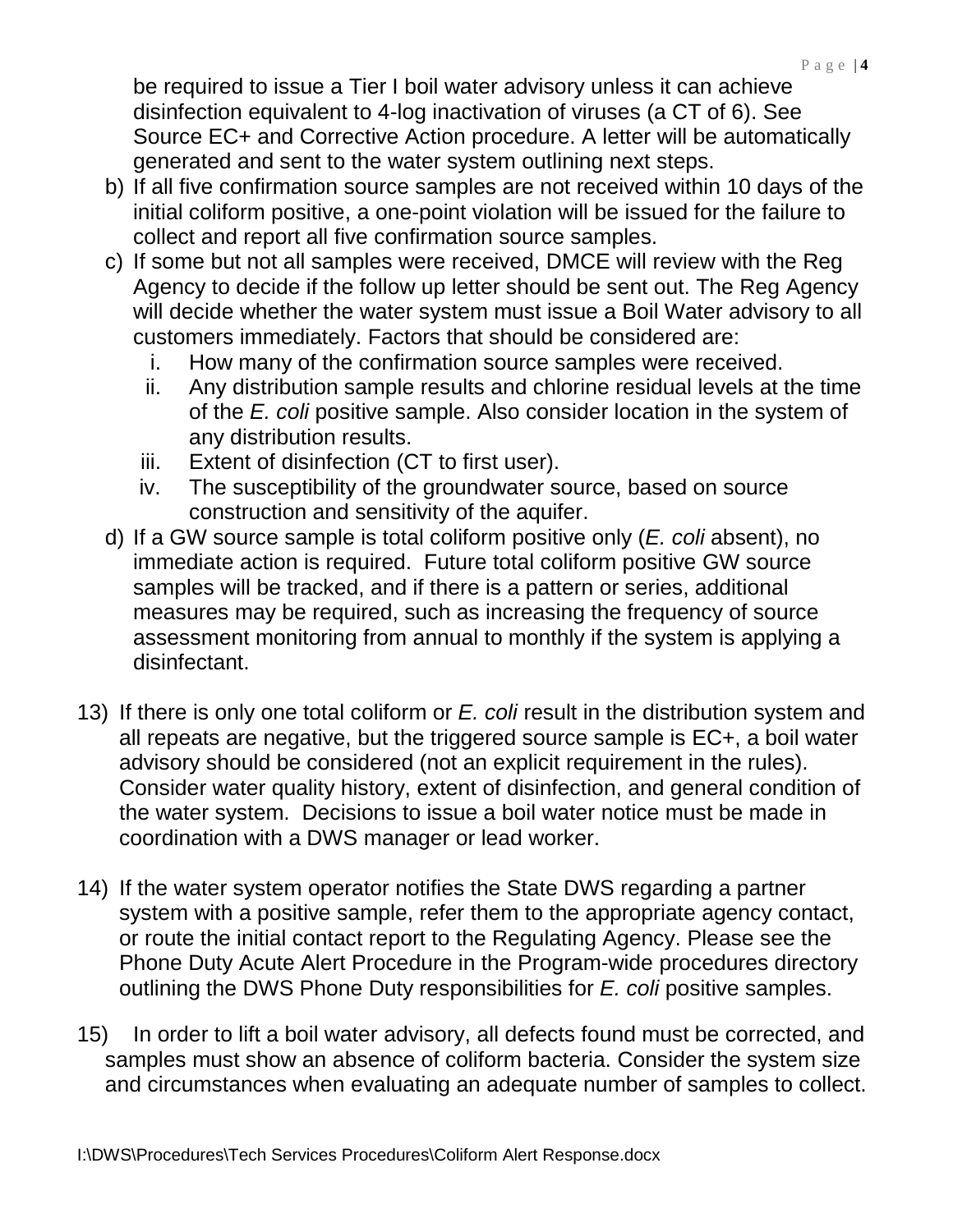be required to issue a Tier I boil water advisory unless it can achieve disinfection equivalent to 4-log inactivation of viruses (a CT of 6). See Source EC+ and Corrective Action procedure. A letter will be automatically generated and sent to the water system outlining next steps.

b) If all five confirmation source samples are not received within 10 days of the initial coliform positive, a one-point violation will be issued for the failure to collect and report all five confirmation source samples.
c) If some but not all samples were received, DMCE will review with the Reg Agency to decide if the follow up letter should be sent out. The Reg Agency will decide whether the water system must issue a Boil Water advisory to all customers immediately. Factors that should be considered are:
   i. How many of the confirmation source samples were received.
   ii. Any distribution sample results and chlorine residual levels at the time of the *E. coli* positive sample. Also consider location in the system of any distribution results.
   iii. Extent of disinfection (CT to first user).
   iv. The susceptibility of the groundwater source, based on source construction and sensitivity of the aquifer.
d) If a GW source sample is total coliform positive only (*E. coli* absent), no immediate action is required. Future total coliform positive GW source samples will be tracked, and if there is a pattern or series, additional measures may be required, such as increasing the frequency of source assessment monitoring from annual to monthly if the system is applying a disinfectant.

13) If there is only one total coliform or *E. coli* result in the distribution system and all repeats are negative, but the triggered source sample is EC+, a boil water advisory should be considered (not an explicit requirement in the rules). Consider water quality history, extent of disinfection, and general condition of the water system. Decisions to issue a boil water notice must be made in coordination with a DWS manager or lead worker.

14) If the water system operator notifies the State DWS regarding a partner system with a positive sample, refer them to the appropriate agency contact, or route the initial contact report to the Regulating Agency. Please see the Phone Duty Acute Alert Procedure in the Program-wide procedures directory outlining the DWS Phone Duty responsibilities for *E. coli* positive samples.

15) In order to lift a boil water advisory, all defects found must be corrected, and samples must show an absence of coliform bacteria. Consider the system size and circumstances when evaluating an adequate number of samples to collect.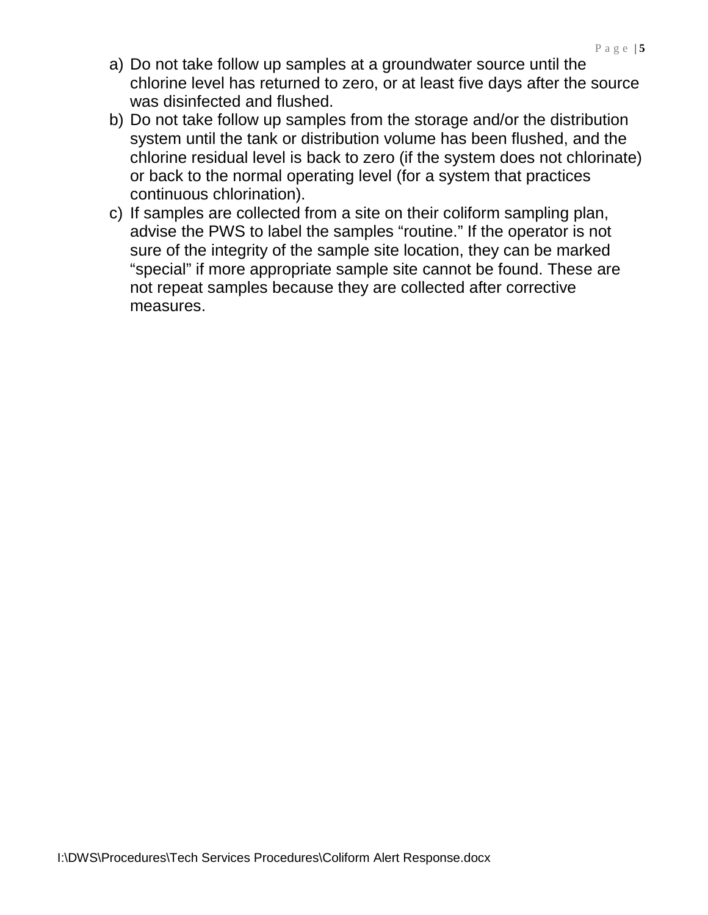a) Do not take follow up samples at a groundwater source until the chlorine level has returned to zero, or at least five days after the source was disinfected and flushed.
b) Do not take follow up samples from the storage and/or the distribution system until the tank or distribution volume has been flushed, and the chlorine residual level is back to zero (if the system does not chlorinate) or back to the normal operating level (for a system that practices continuous chlorination).
c) If samples are collected from a site on their coliform sampling plan, advise the PWS to label the samples "routine." If the operator is not sure of the integrity of the sample site location, they can be marked "special" if more appropriate sample site cannot be found. These are not repeat samples because they are collected after corrective measures.